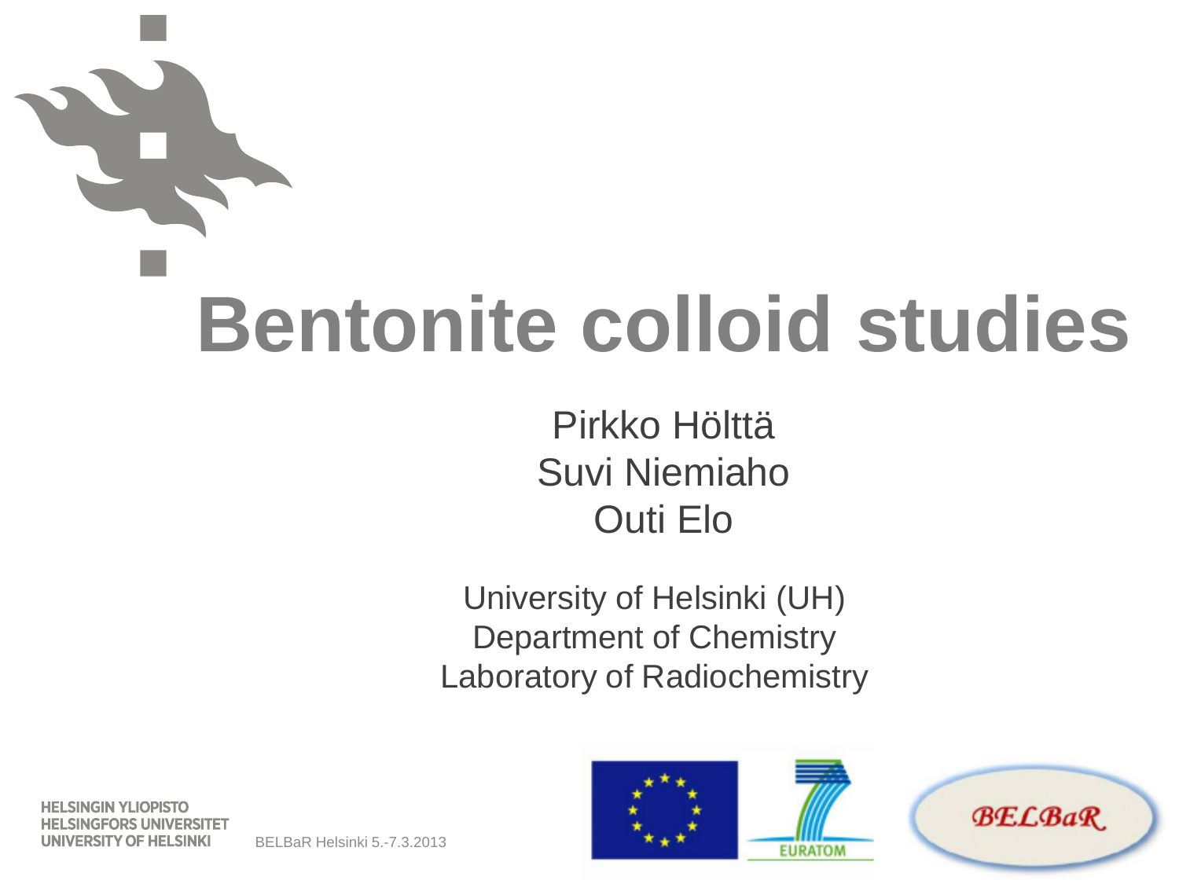# Bentonite colloid studies

Pirkko Hölttä
Suvi Niemiaho
Outi Elo

University of Helsinki (UH)
Department of Chemistry
Laboratory of Radiochemistry

HELSINGIN YLIOPISTO
HELSINGFORS UNIVERSITET
UNIVERSITY OF HELSINKI

BELBaR Helsinki 5.-7.3.2013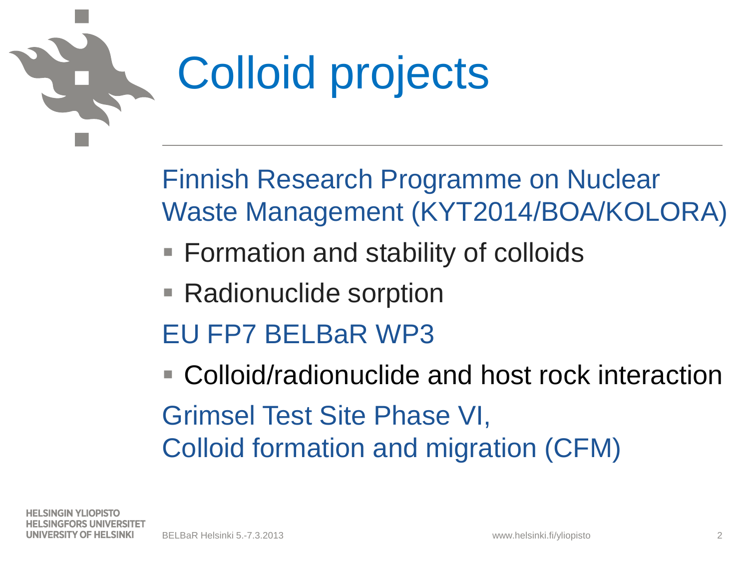# Colloid projects

Finnish Research Programme on Nuclear Waste Management (KYT2014/BOA/KOLORA)

- Formation and stability of colloids
- Radionuclide sorption

EU FP7 BELBaR WP3

- Colloid/radionuclide and host rock interaction

Grimsel Test Site Phase VI,
Colloid formation and migration (CFM)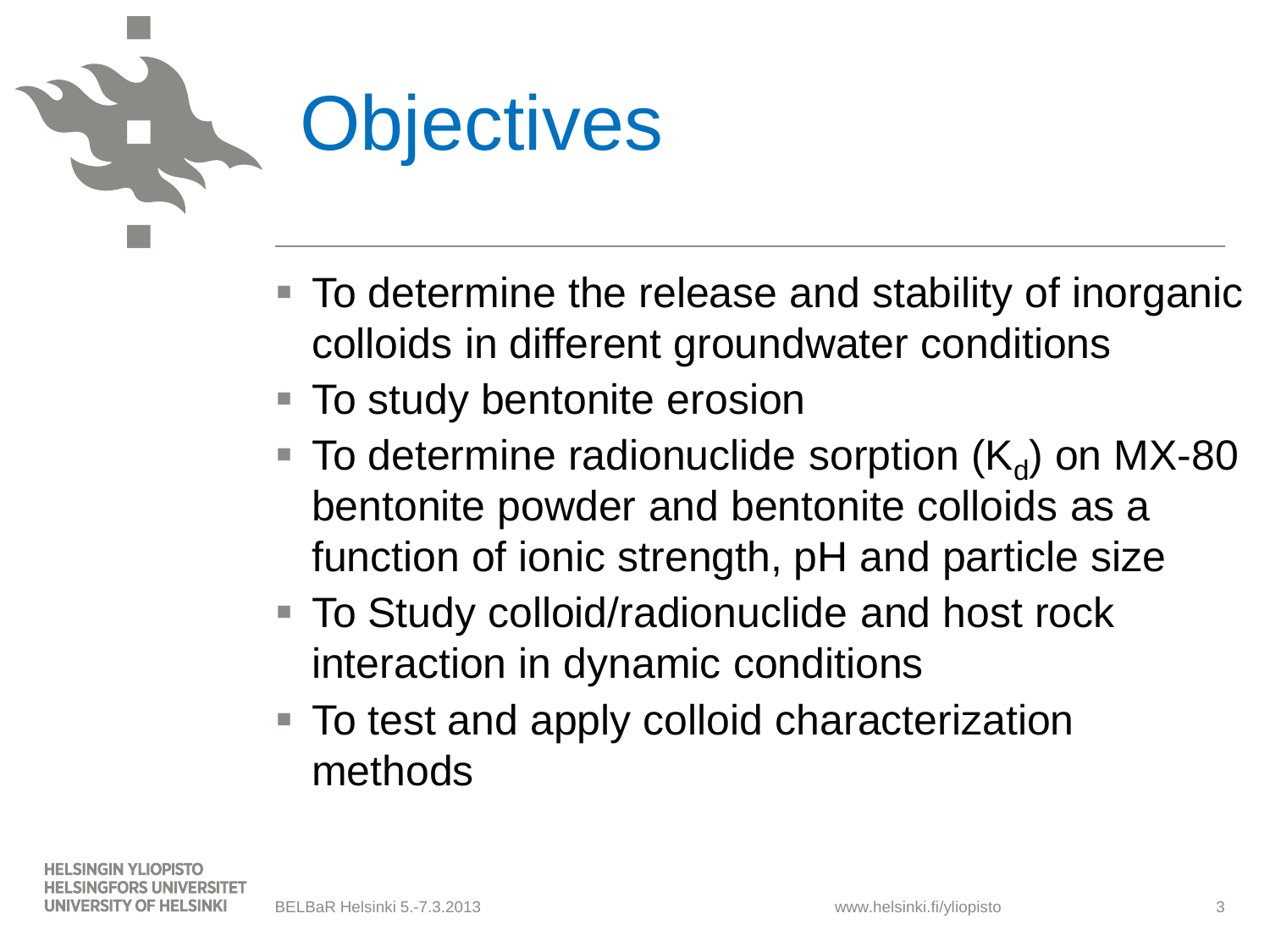# Objectives

- To determine the release and stability of inorganic colloids in different groundwater conditions
- To study bentonite erosion
- To determine radionuclide sorption ($K_d$) on MX-80 bentonite powder and bentonite colloids as a function of ionic strength, pH and particle size
- To Study colloid/radionuclide and host rock interaction in dynamic conditions
- To test and apply colloid characterization methods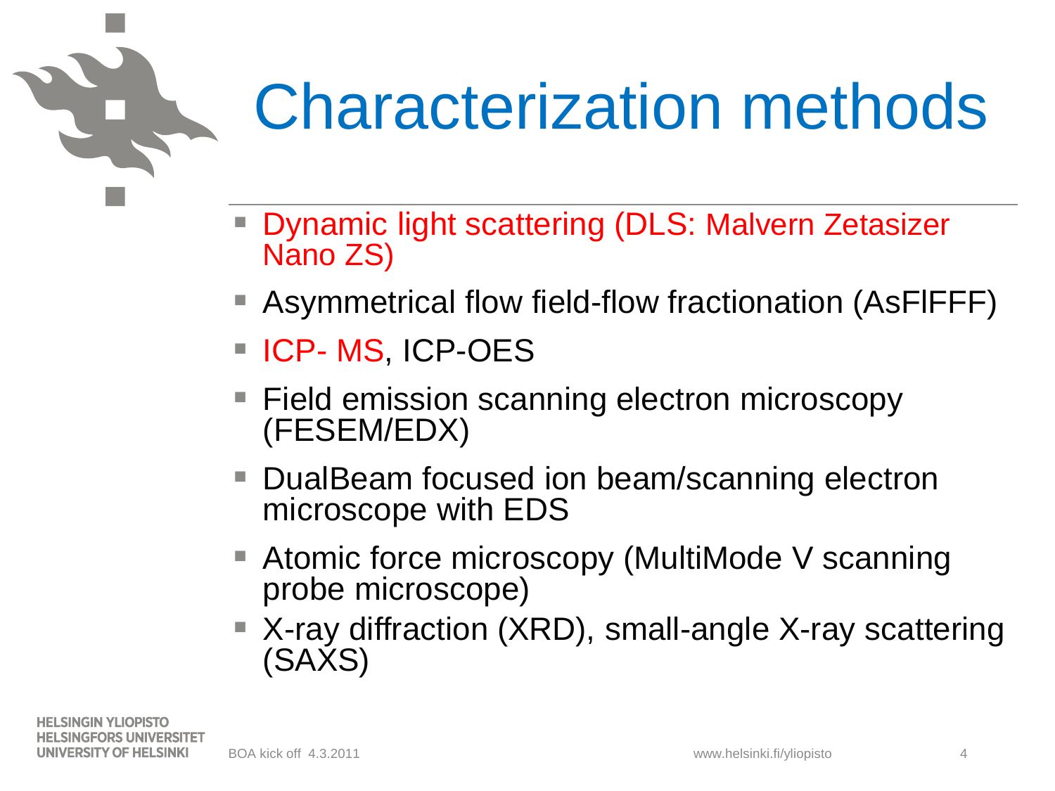# Characterization methods

- Dynamic light scattering (DLS: Malvern Zetasizer Nano ZS)
- Asymmetrical flow field-flow fractionation (AsFlFFF)
- ICP- MS, ICP-OES
- Field emission scanning electron microscopy (FESEM/EDX)
- DualBeam focused ion beam/scanning electron microscope with EDS
- Atomic force microscopy (MultiMode V scanning probe microscope)
- X-ray diffraction (XRD), small-angle X-ray scattering (SAXS)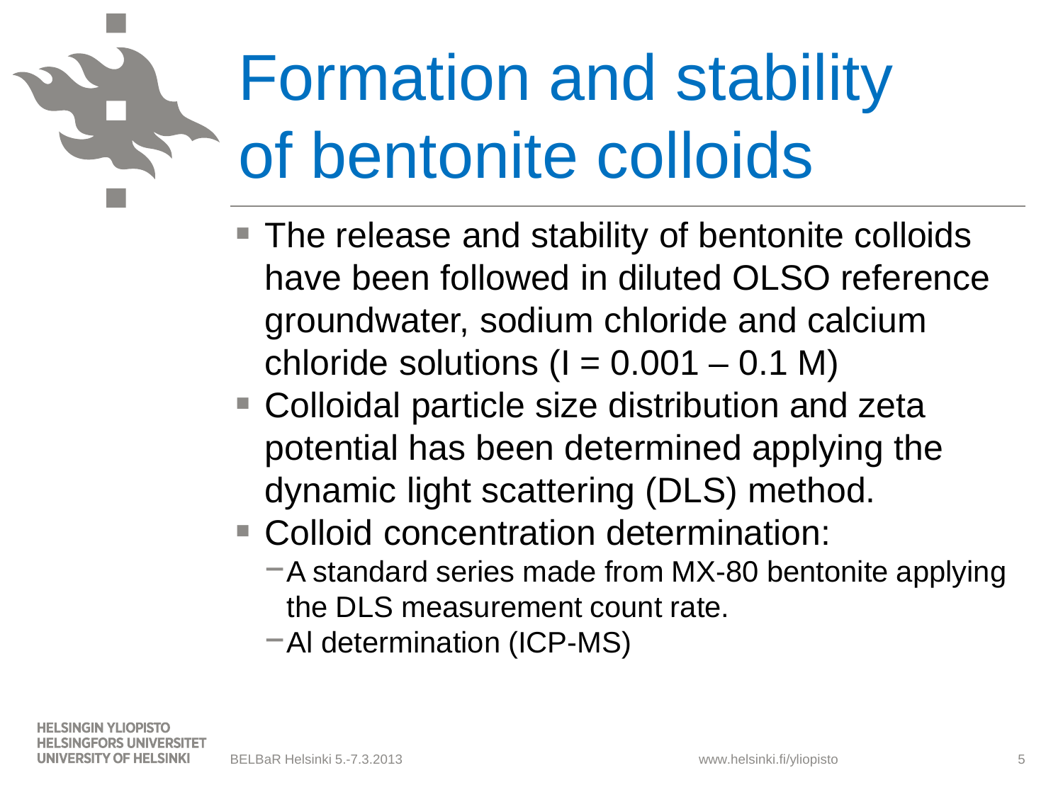# Formation and stability of bentonite colloids

- The release and stability of bentonite colloids have been followed in diluted OLSO reference groundwater, sodium chloride and calcium chloride solutions ($I = 0.001 – 0.1$ M)
- Colloidal particle size distribution and zeta potential has been determined applying the dynamic light scattering (DLS) method.
- Colloid concentration determination:
  - A standard series made from MX-80 bentonite applying the DLS measurement count rate.
  - Al determination (ICP-MS)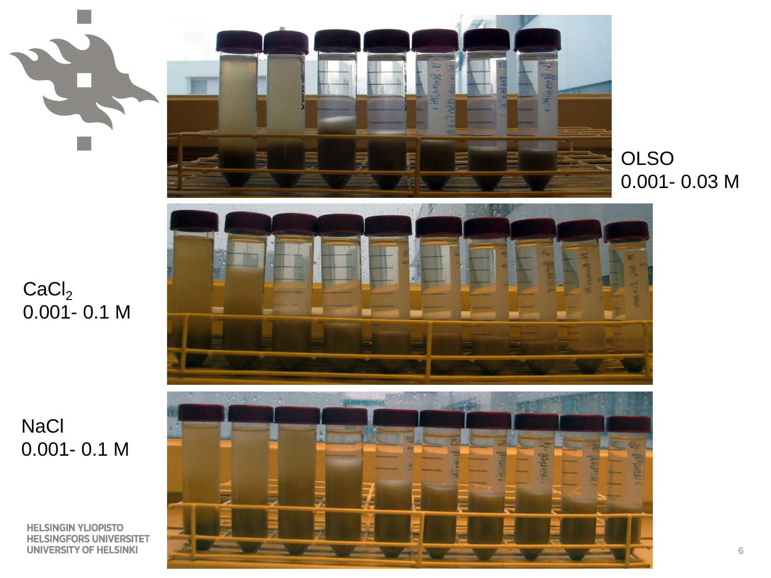OLSO
0.001- 0.03 M

$CaCl_2$
0.001- 0.1 M

NaCl
0.001- 0.1 M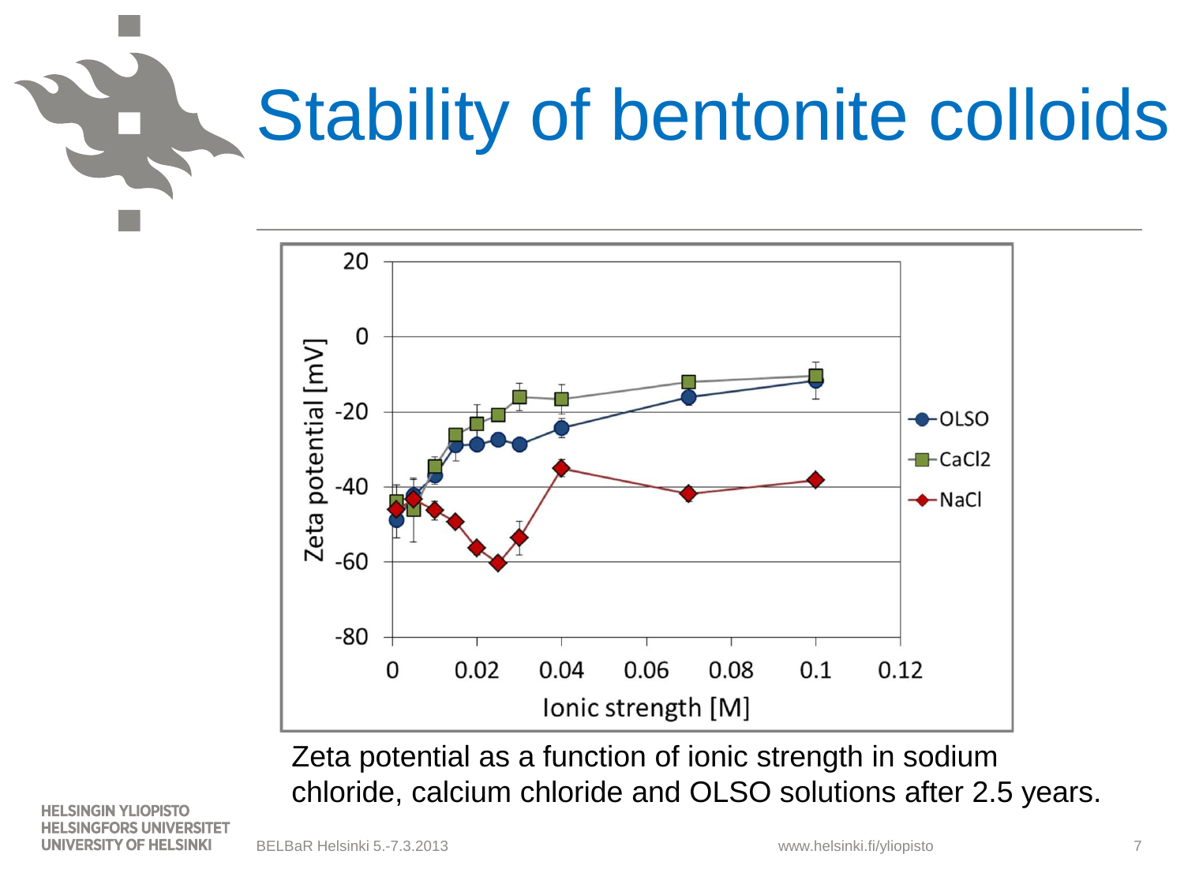# Stability of bentonite colloids

Zeta potential as a function of ionic strength in sodium chloride, calcium chloride and OLSO solutions after 2.5 years.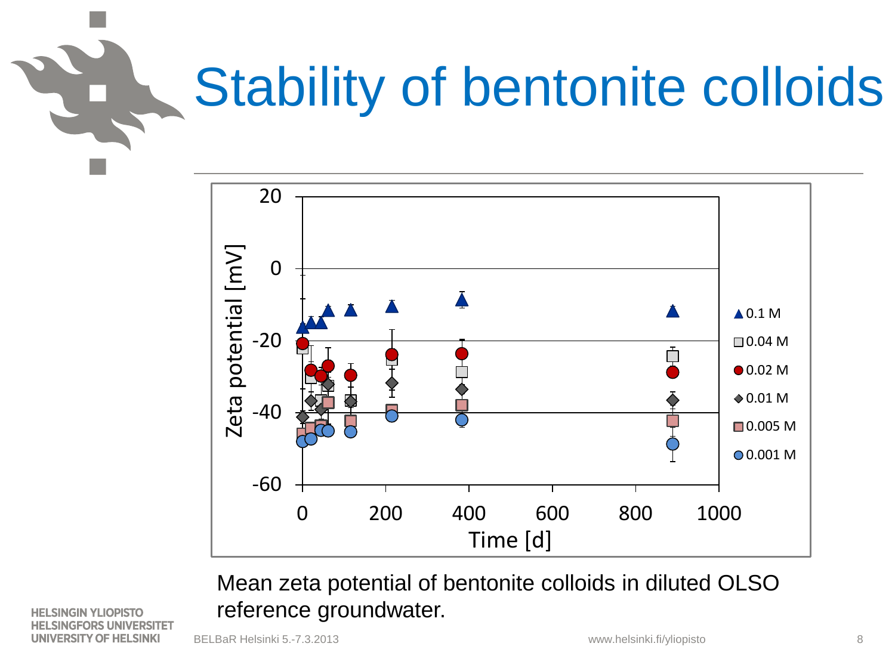# Stability of bentonite colloids

Mean zeta potential of bentonite colloids in diluted OLSO reference groundwater.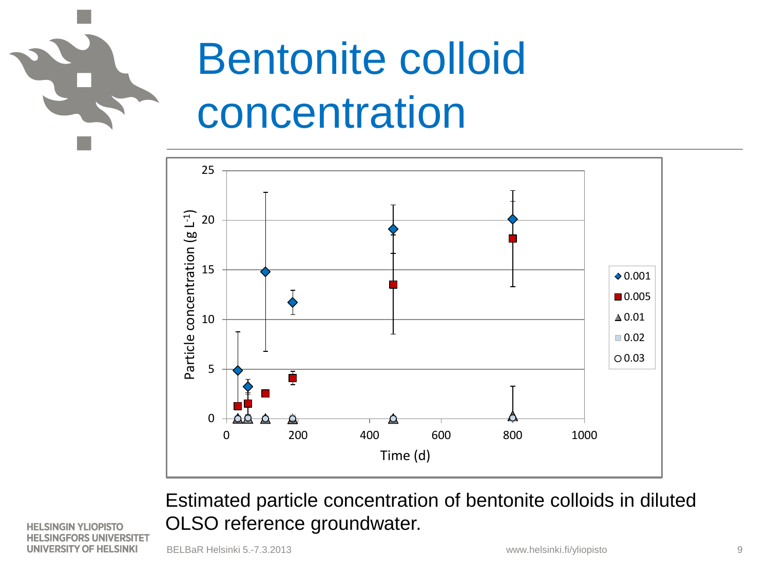# Bentonite colloid concentration

Estimated particle concentration of bentonite colloids in diluted OLSO reference groundwater.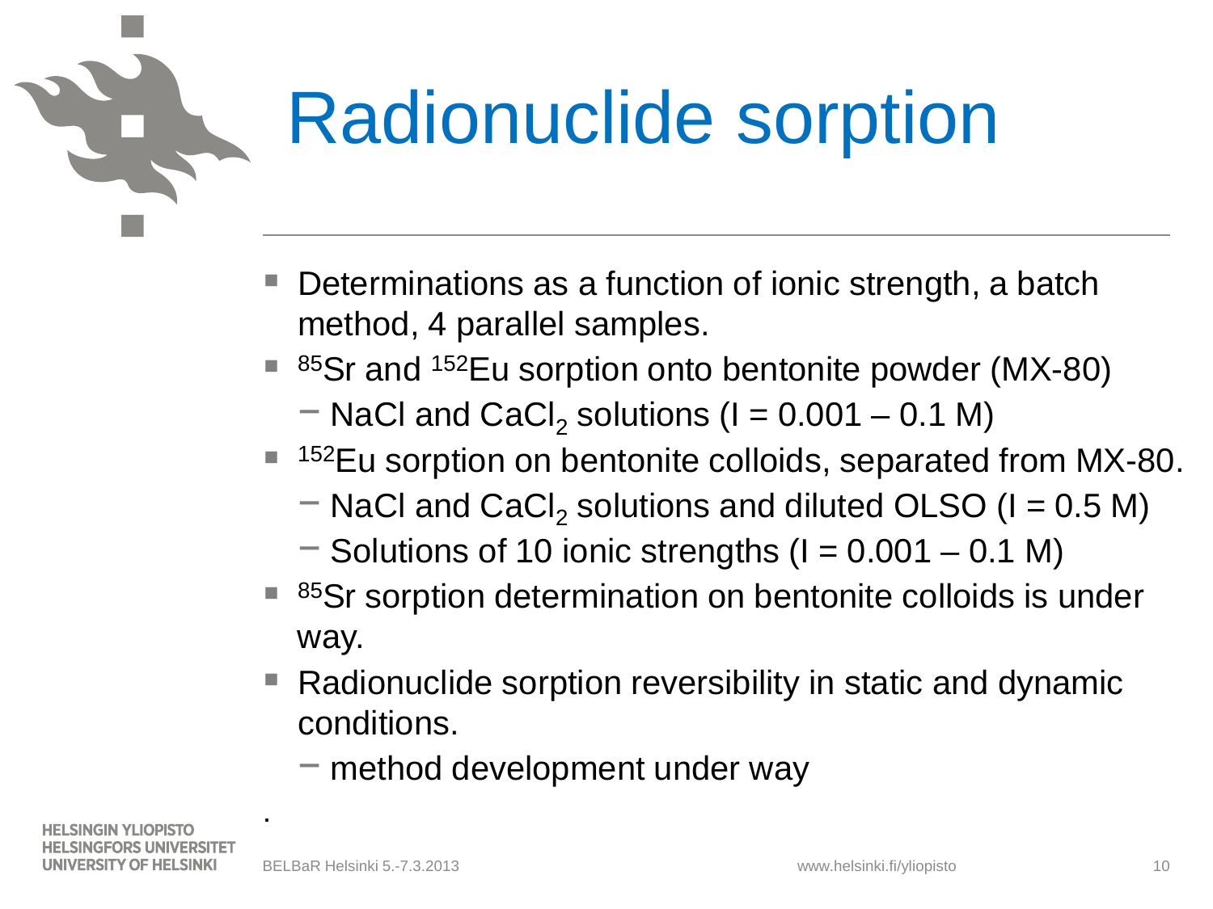# Radionuclide sorption

- Determinations as a function of ionic strength, a batch method, 4 parallel samples.
- $^{85}Sr$ and $^{152}Eu$ sorption onto bentonite powder (MX-80)
  - NaCl and $CaCl_2$ solutions (I = 0.001 – 0.1 M)
- $^{152}Eu$ sorption on bentonite colloids, separated from MX-80.
  - NaCl and $CaCl_2$ solutions and diluted OLSO (I = 0.5 M)
  - Solutions of 10 ionic strengths (I = 0.001 – 0.1 M)
- $^{85}Sr$ sorption determination on bentonite colloids is under way.
- Radionuclide sorption reversibility in static and dynamic conditions.
  - method development under way

.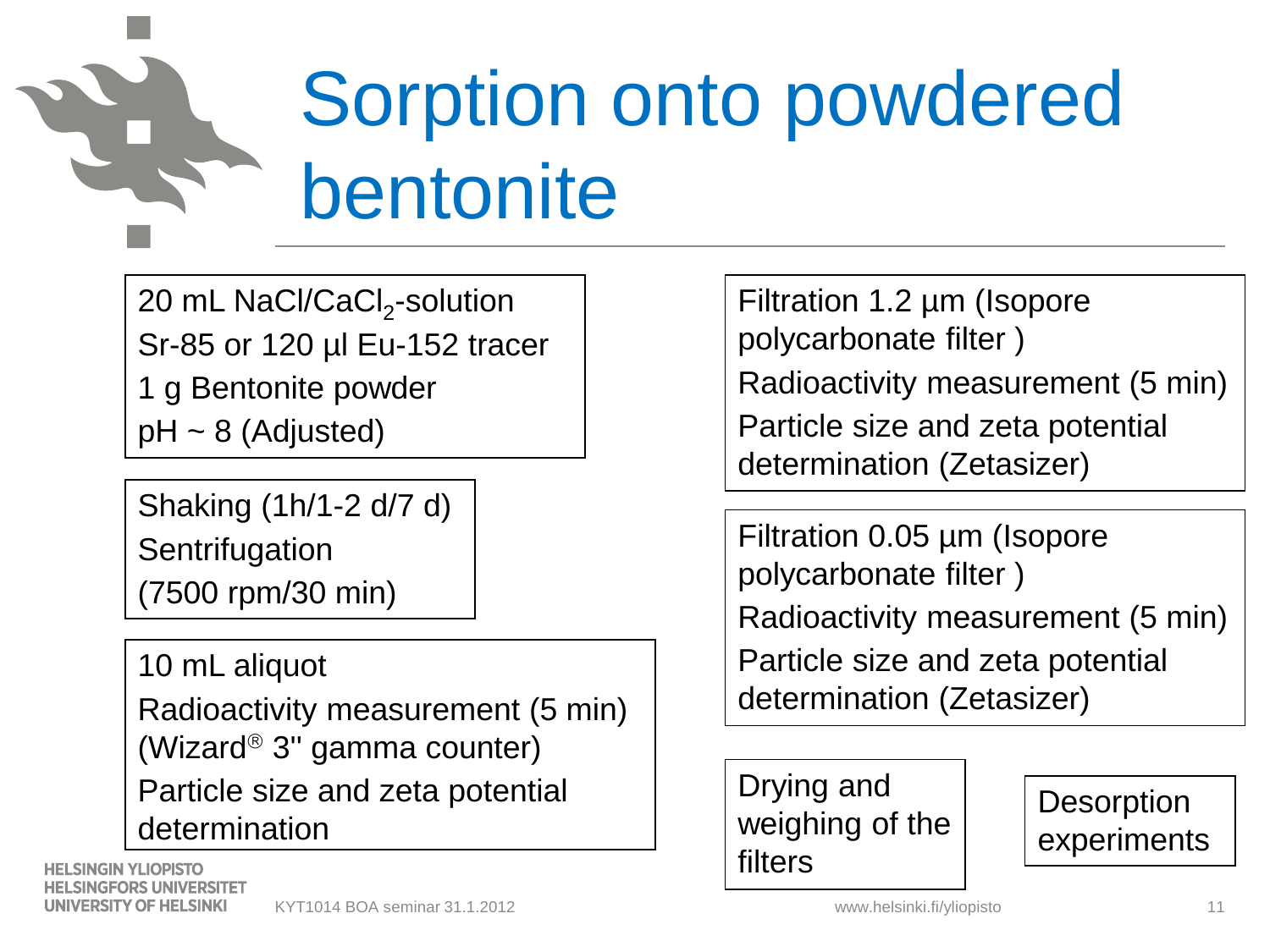# Sorption onto powdered bentonite

20 mL NaCl/$CaCl_2$-solution
Sr-85 or 120 µl Eu-152 tracer
1 g Bentonite powder
pH ~ 8 (Adjusted)

Shaking (1h/1-2 d/7 d)
Sentrifugation
(7500 rpm/30 min)

10 mL aliquot
Radioactivity measurement (5 min)
(Wizard® 3'' gamma counter)
Particle size and zeta potential determination

Filtration 1.2 µm (Isopore polycarbonate filter )
Radioactivity measurement (5 min)
Particle size and zeta potential determination (Zetasizer)

Filtration 0.05 µm (Isopore polycarbonate filter )
Radioactivity measurement (5 min)
Particle size and zeta potential determination (Zetasizer)

Drying and weighing of the filters

Desorption experiments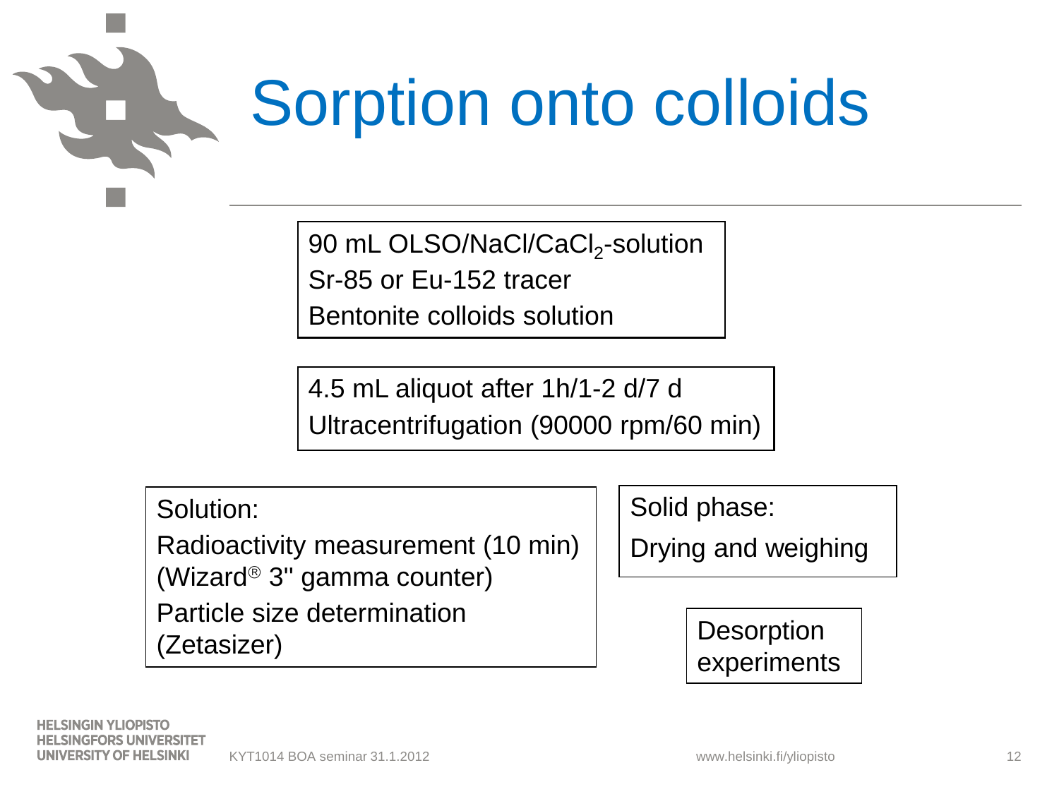# Sorption onto colloids

90 mL OLSO/NaCl/$CaCl_2$-solution
Sr-85 or Eu-152 tracer
Bentonite colloids solution

4.5 mL aliquot after 1h/1-2 d/7 d
Ultracentrifugation (90000 rpm/60 min)

Solution:
Radioactivity measurement (10 min) (Wizard® 3'' gamma counter)
Particle size determination (Zetasizer)

Solid phase:
Drying and weighing

Desorption experiments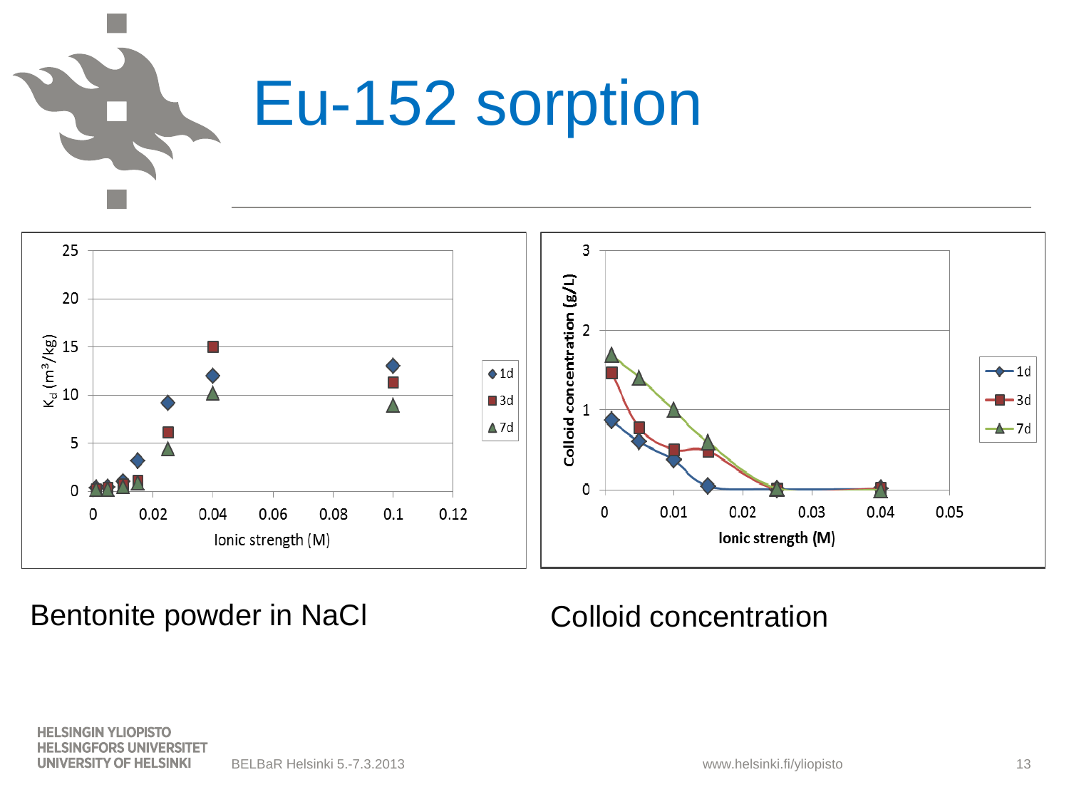# Eu-152 sorption

Bentonite powder in NaCl

Colloid concentration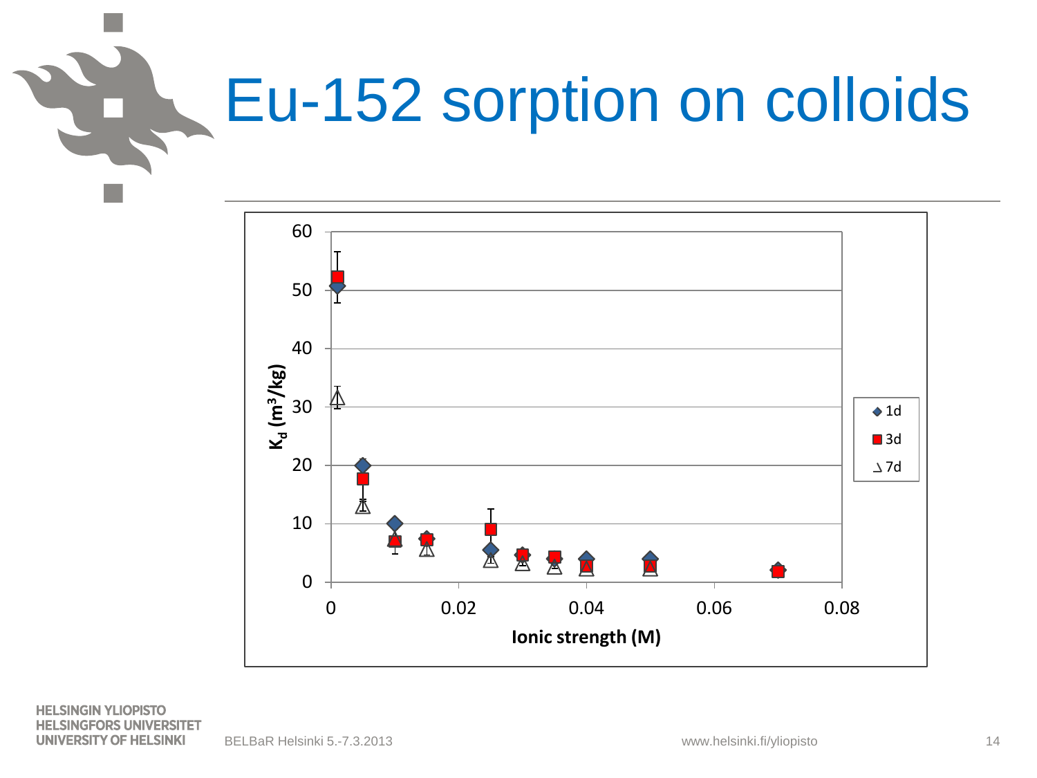# Eu-152 sorption on colloids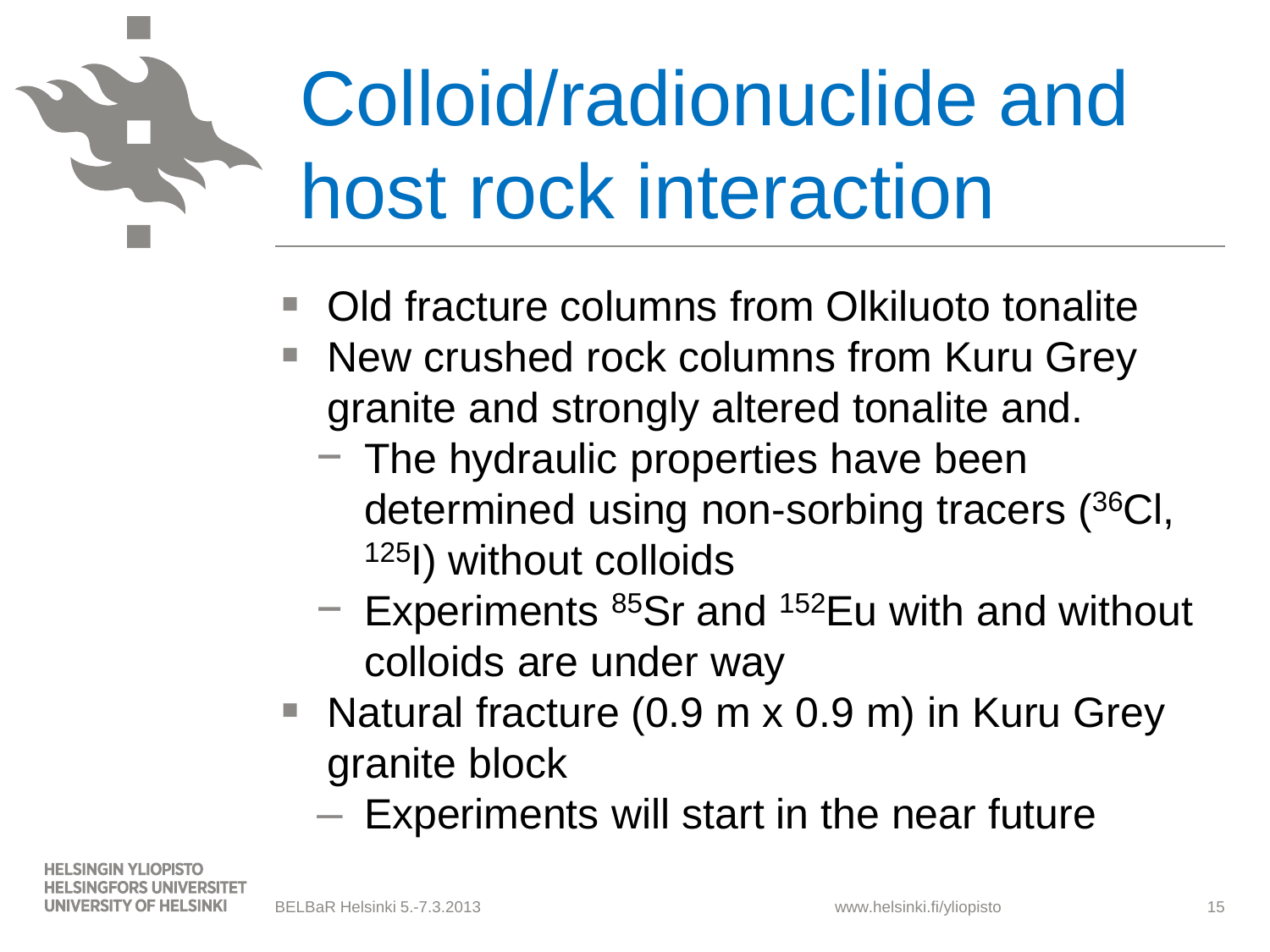# Colloid/radionuclide and host rock interaction

- Old fracture columns from Olkiluoto tonalite
- New crushed rock columns from Kuru Grey granite and strongly altered tonalite and.
  - The hydraulic properties have been determined using non-sorbing tracers ($^{36}$Cl, $^{125}$I) without colloids
  - Experiments $^{85}$Sr and $^{152}$Eu with and without colloids are under way
- Natural fracture (0.9 m x 0.9 m) in Kuru Grey granite block
  - Experiments will start in the near future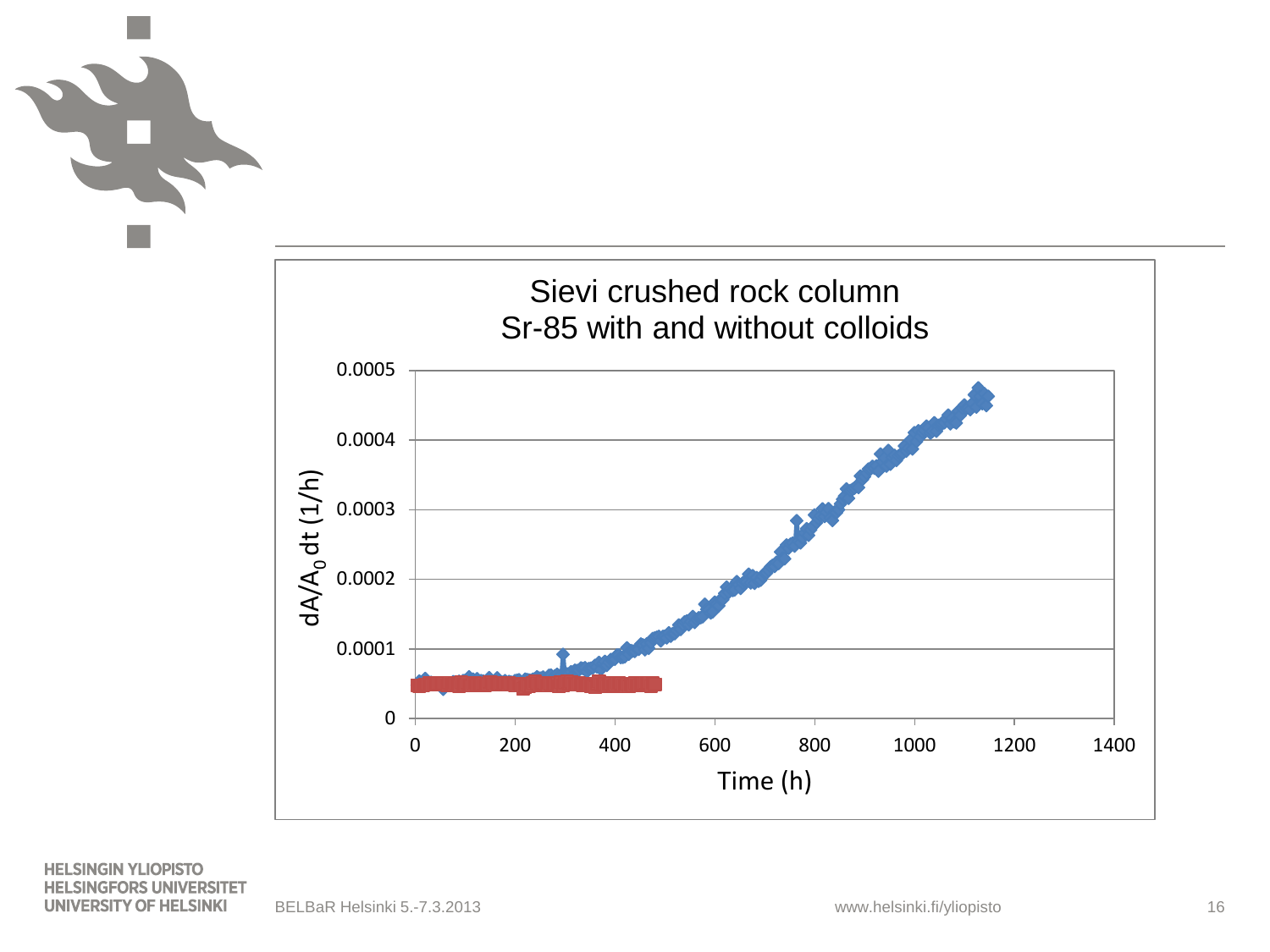Sievi crushed rock column
Sr-85 with and without colloids

$dA/A_0 dt$ (1/h)

Time (h)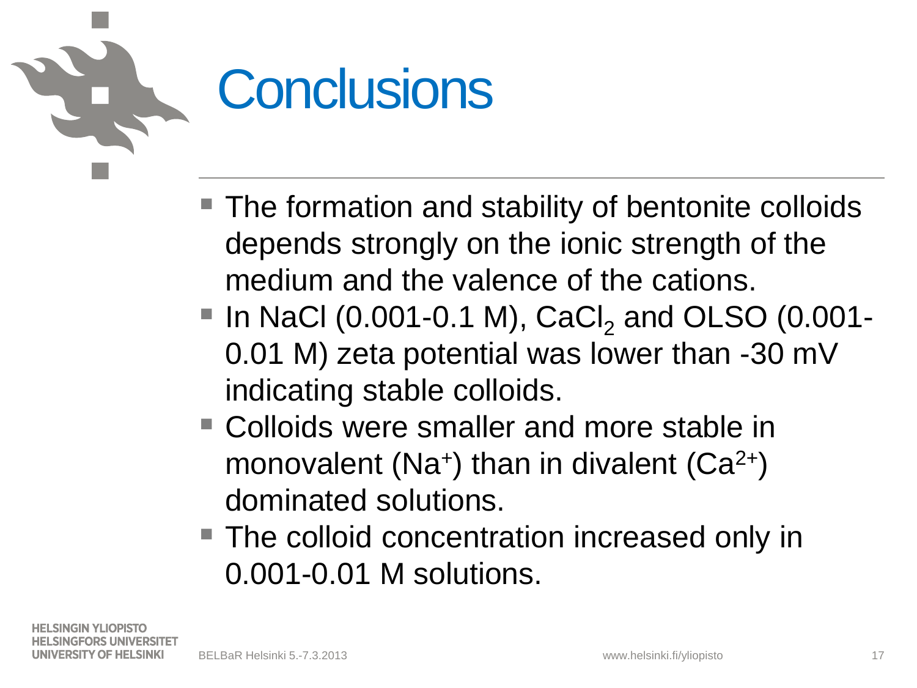# Conclusions

- The formation and stability of bentonite colloids depends strongly on the ionic strength of the medium and the valence of the cations.
- In NaCl (0.001-0.1 M), $CaCl_2$ and OLSO (0.001-0.01 M) zeta potential was lower than -30 mV indicating stable colloids.
- Colloids were smaller and more stable in monovalent ($Na^+$) than in divalent ($Ca^{2+}$) dominated solutions.
- The colloid concentration increased only in 0.001-0.01 M solutions.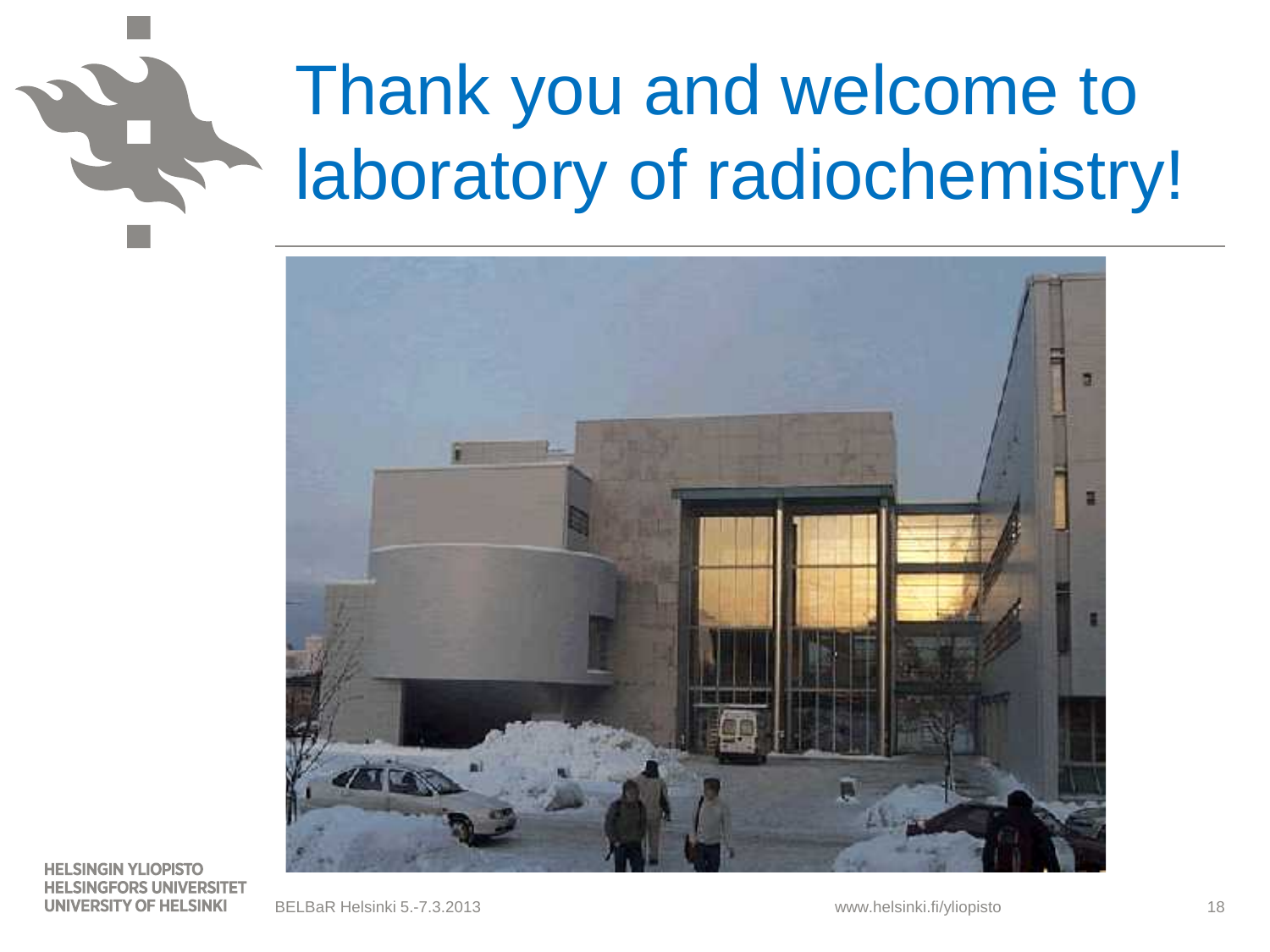# Thank you and welcome to laboratory of radiochemistry!